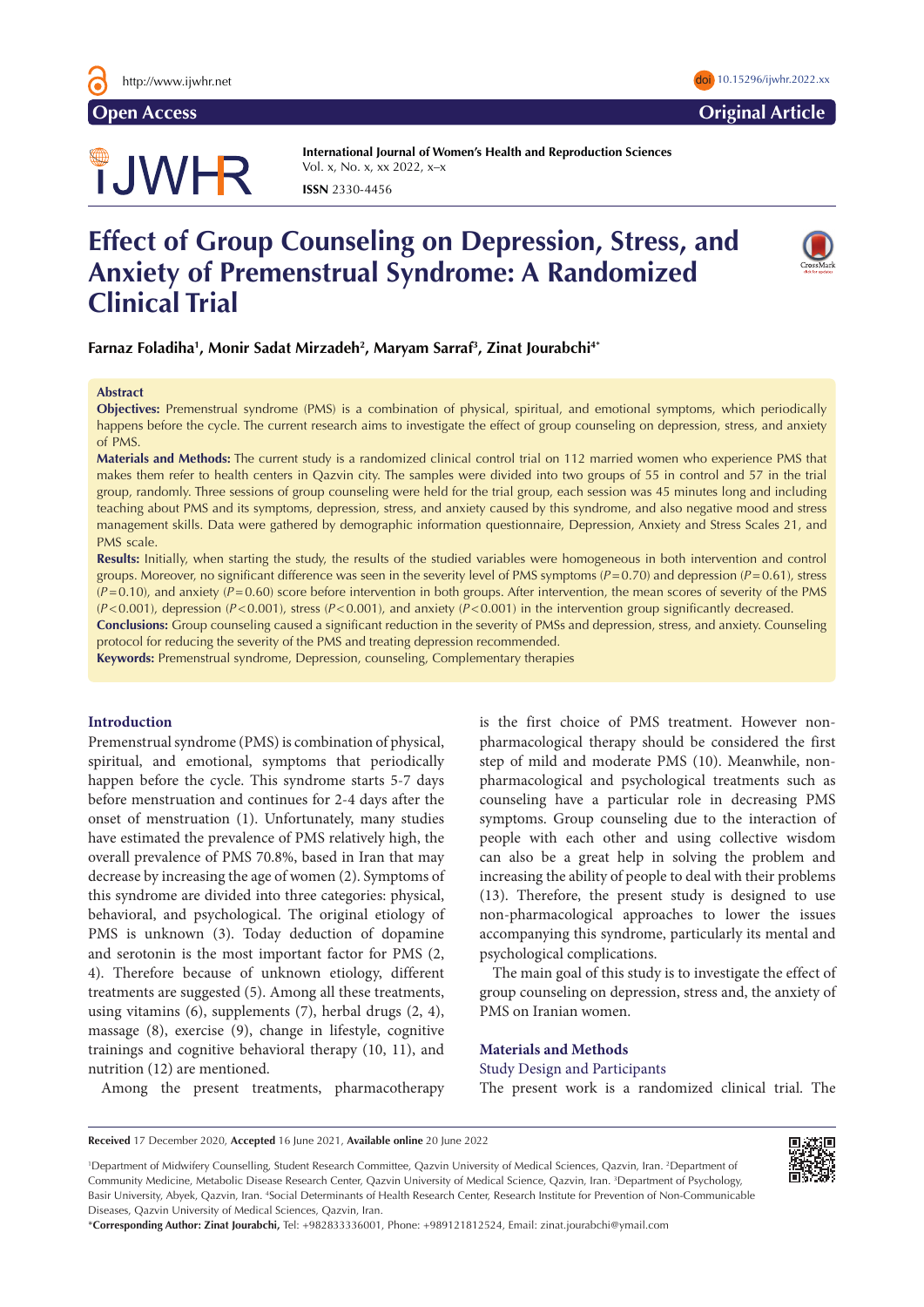Open Access | Original Article

International Journal of Women's Health and Reproduction Sciences
ISSN 2330-4456

# Effect of Group Counseling on Depression, Stress, and Anxiety of Premenstrual Syndrome: A Randomized Clinical Trial

**Farnaz Foladiha[1], Monir Sadat Mirzadeh[2], Maryam Sarraf[3], Zinat Jourabchi[4*]**

## Abstract

**Objectives:** Premenstrual syndrome (PMS) is a combination of physical, spiritual, and emotional symptoms, which periodically happens before the cycle. The current research aims to investigate the effect of group counseling on depression, stress, and anxiety of PMS.

**Materials and Methods:** The current study is a randomized clinical control trial on 112 married women who experience PMS that makes them refer to health centers in Qazvin city. The samples were divided into two groups of 55 in control and 57 in the trial group, randomly. Three sessions of group counseling were held for the trial group, each session was 45 minutes long and including teaching about PMS and its symptoms, depression, stress, and anxiety caused by this syndrome, and also negative mood and stress management skills. Data were gathered by demographic information questionnaire, Depression, Anxiety and Stress Scales 21, and PMS scale.

**Results:** Initially, when starting the study, the results of the studied variables were homogeneous in both intervention and control groups. Moreover, no significant difference was seen in the severity level of PMS symptoms ($P=0.70$) and depression ($P=0.61$), stress ($P=0.10$), and anxiety ($P=0.60$) score before intervention in both groups. After intervention, the mean scores of severity of the PMS ($P<0.001$), depression ($P<0.001$), stress ($P<0.001$), and anxiety ($P<0.001$) in the intervention group significantly decreased.

**Conclusions:** Group counseling caused a significant reduction in the severity of PMSs and depression, stress, and anxiety. Counseling protocol for reducing the severity of the PMS and treating depression recommended.

**Keywords:** Premenstrual syndrome, Depression, counseling, Complementary therapies

## Introduction

Premenstrual syndrome (PMS) is combination of physical, spiritual, and emotional, symptoms that periodically happen before the cycle. This syndrome starts 5-7 days before menstruation and continues for 2-4 days after the onset of menstruation (1). Unfortunately, many studies have estimated the prevalence of PMS relatively high, the overall prevalence of PMS 70.8%, based in Iran that may decrease by increasing the age of women (2). Symptoms of this syndrome are divided into three categories: physical, behavioral, and psychological. The original etiology of PMS is unknown (3). Today deduction of dopamine and serotonin is the most important factor for PMS (2, 4). Therefore because of unknown etiology, different treatments are suggested (5). Among all these treatments, using vitamins (6), supplements (7), herbal drugs (2, 4), massage (8), exercise (9), change in lifestyle, cognitive trainings and cognitive behavioral therapy (10, 11), and nutrition (12) are mentioned.

Among the present treatments, pharmacotherapy is the first choice of PMS treatment. However non-pharmacological therapy should be considered the first step of mild and moderate PMS (10). Meanwhile, non-pharmacological and psychological treatments such as counseling have a particular role in decreasing PMS symptoms. Group counseling due to the interaction of people with each other and using collective wisdom can also be a great help in solving the problem and increasing the ability of people to deal with their problems (13). Therefore, the present study is designed to use non-pharmacological approaches to lower the issues accompanying this syndrome, particularly its mental and psychological complications.

The main goal of this study is to investigate the effect of group counseling on depression, stress and, the anxiety of PMS on Iranian women.

## Materials and Methods

### Study Design and Participants

The present work is a randomized clinical trial. The

**Received** 17 December 2020, **Accepted** 16 June 2021, **Available online** 20 June 2022

[1]Department of Midwifery Counselling, Student Research Committee, Qazvin University of Medical Sciences, Qazvin, Iran. [2]Department of Community Medicine, Metabolic Disease Research Center, Qazvin University of Medical Sciences, Qazvin, Iran. [3]Department of Psychology, Basir University, Abyek, Qazvin, Iran. [4]Social Determinants of Health Research Center, Research Institute for Prevention of Non-Communicable Diseases, Qazvin University of Medical Sciences, Qazvin, Iran.

\***Corresponding Author: Zinat Jourabchi,** Tel: +982833336001, Phone: +989121812524, Email: zinat.jourabchi@ymail.com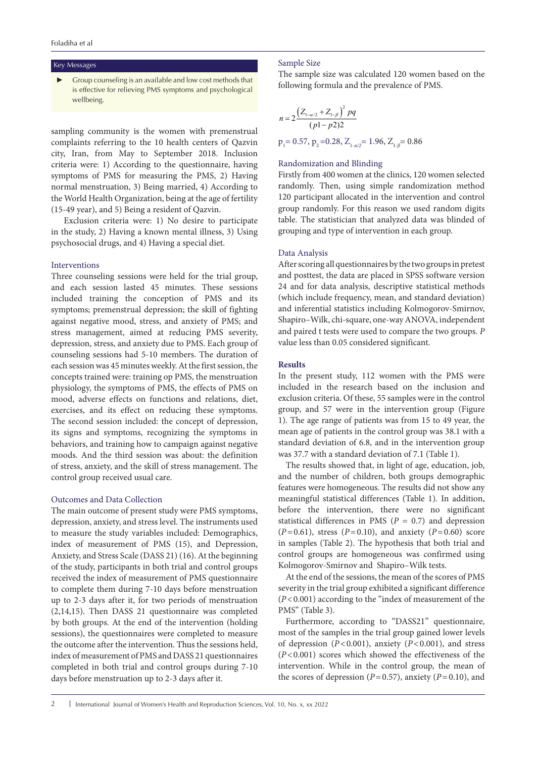## Key Messages

- Group counseling is an available and low cost methods that is effective for relieving PMS symptoms and psychological wellbeing.

sampling community is the women with premenstrual complaints referring to the 10 health centers of Qazvin city, Iran, from May to September 2018. Inclusion criteria were: 1) According to the questionnaire, having symptoms of PMS for measuring the PMS, 2) Having normal menstruation, 3) Being married, 4) According to the World Health Organization, being at the age of fertility (15-49 year), and 5) Being a resident of Qazvin.

Exclusion criteria were: 1) No desire to participate in the study, 2) Having a known mental illness, 3) Using psychosocial drugs, and 4) Having a special diet.

### Interventions

Three counseling sessions were held for the trial group, and each session lasted 45 minutes. These sessions included training the conception of PMS and its symptoms; premenstrual depression; the skill of fighting against negative mood, stress, and anxiety of PMS; and stress management, aimed at reducing PMS severity, depression, stress, and anxiety due to PMS. Each group of counseling sessions had 5-10 members. The duration of each session was 45 minutes weekly. At the first session, the concepts trained were: training op PMS, the menstruation physiology, the symptoms of PMS, the effects of PMS on mood, adverse effects on functions and relations, diet, exercises, and its effect on reducing these symptoms. The second session included: the concept of depression, its signs and symptoms, recognizing the symptoms in behaviors, and training how to campaign against negative moods. And the third session was about: the definition of stress, anxiety, and the skill of stress management. The control group received usual care.

### Outcomes and Data Collection

The main outcome of present study were PMS symptoms, depression, anxiety, and stress level. The instruments used to measure the study variables included: Demographics, index of measurement of PMS (15), and Depression, Anxiety, and Stress Scale (DASS 21) (16). At the beginning of the study, participants in both trial and control groups received the index of measurement of PMS questionnaire to complete them during 7-10 days before menstruation up to 2-3 days after it, for two periods of menstruation (2,14,15). Then DASS 21 questionnaire was completed by both groups. At the end of the intervention (holding sessions), the questionnaires were completed to measure the outcome after the intervention. Thus the sessions held, index of measurement of PMS and DASS 21 questionnaires completed in both trial and control groups during 7-10 days before menstruation up to 2-3 days after it.

### Sample Size

The sample size was calculated 120 women based on the following formula and the prevalence of PMS.

$$n = 2\frac{\left(Z_{1-\alpha/2} + Z_{1-\beta}\right)^2 pq}{(p1 - p2)2}$$

$p_1 = 0.57$, $p_2 = 0.28$, $Z_{1-\alpha/2} = 1.96$, $Z_{1-\beta} = 0.86$

### Randomization and Blinding

Firstly from 400 women at the clinics, 120 women selected randomly. Then, using simple randomization method 120 participant allocated in the intervention and control group randomly. For this reason we used random digits table. The statistician that analyzed data was blinded of grouping and type of intervention in each group.

### Data Analysis

After scoring all questionnaires by the two groups in pretest and posttest, the data are placed in SPSS software version 24 and for data analysis, descriptive statistical methods (which include frequency, mean, and standard deviation) and inferential statistics including Kolmogorov-Smirnov, Shapiro–Wilk, chi-square, one-way ANOVA, independent and paired t tests were used to compare the two groups. *P* value less than 0.05 considered significant.

## Results

In the present study, 112 women with the PMS were included in the research based on the inclusion and exclusion criteria. Of these, 55 samples were in the control group, and 57 were in the intervention group (Figure 1). The age range of patients was from 15 to 49 year, the mean age of patients in the control group was 38.1 with a standard deviation of 6.8, and in the intervention group was 37.7 with a standard deviation of 7.1 (Table 1).

The results showed that, in light of age, education, job, and the number of children, both groups demographic features were homogeneous. The results did not show any meaningful statistical differences (Table 1). In addition, before the intervention, there were no significant statistical differences in PMS ($P = 0.7$) and depression ($P = 0.61$), stress ($P = 0.10$), and anxiety ($P = 0.60$) score in samples (Table 2). The hypothesis that both trial and control groups are homogeneous was confirmed using Kolmogorov-Smirnov and Shapiro–Wilk tests.

At the end of the sessions, the mean of the scores of PMS severity in the trial group exhibited a significant difference ($P < 0.001$) according to the "index of measurement of the PMS" (Table 3).

Furthermore, according to "DASS21" questionnaire, most of the samples in the trial group gained lower levels of depression ($P < 0.001$), anxiety ($P < 0.001$), and stress ($P < 0.001$) scores which showed the effectiveness of the intervention. While in the control group, the mean of the scores of depression ($P = 0.57$), anxiety ($P = 0.10$), and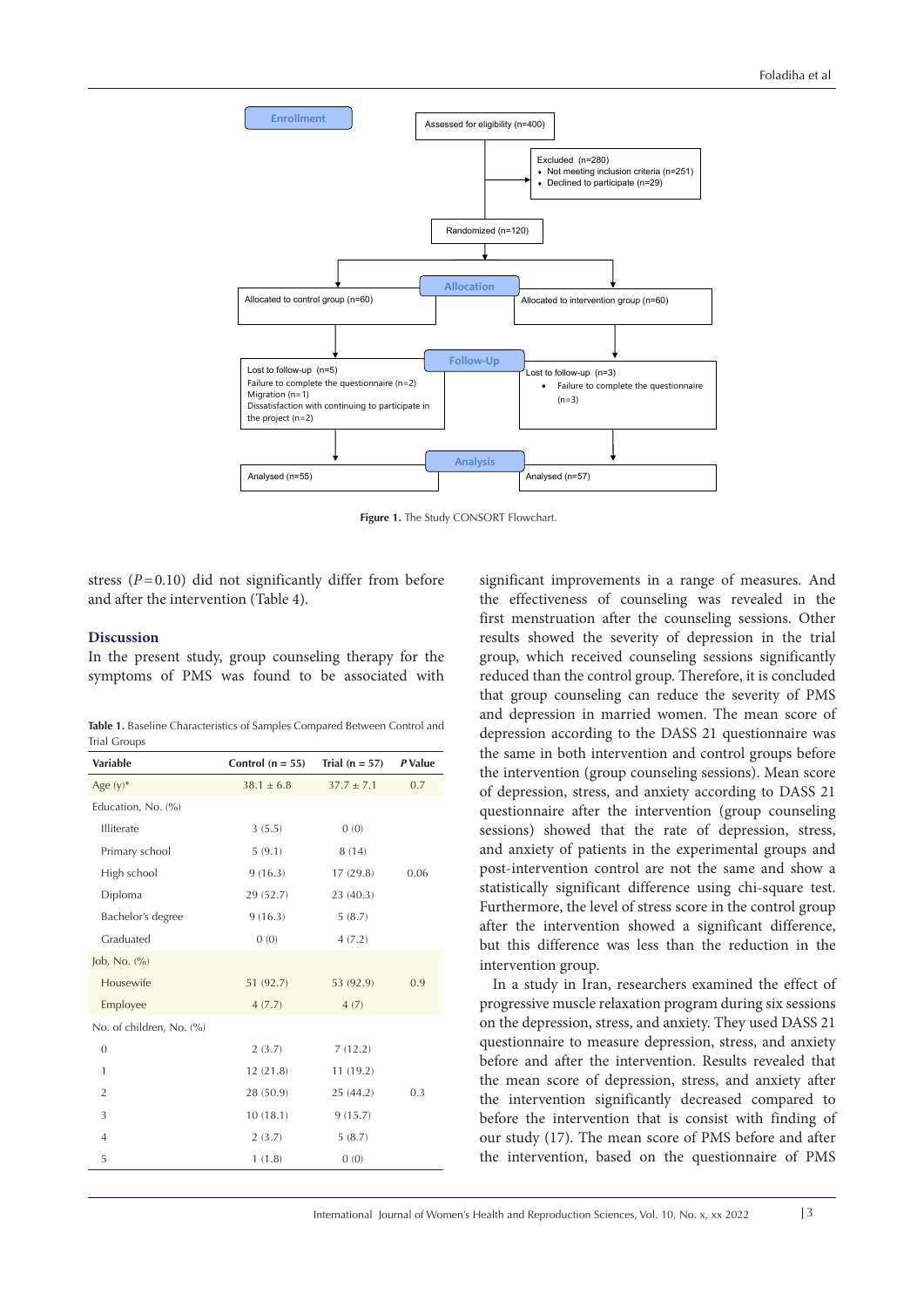Enrollment

Assessed for eligibility (n=400)

Excluded (n=280)
- Not meeting inclusion criteria (n=251)
- Declined to participate (n=29)

Randomized (n=120)

Allocation

Allocated to control group (n=60)

Allocated to intervention group (n=60)

Follow-Up

Lost to follow-up (n=5)
Failure to complete the questionnaire (n=2)
Migration (n=1)
Dissatisfaction with continuing to participate in the project (n=2)

Lost to follow-up (n=3)
- Failure to complete the questionnaire (n=3)

Analysis

Analysed (n=55)

Analysed (n=57)

**Figure 1.** The Study CONSORT Flowchart.

stress ($P = 0.10$) did not significantly differ from before and after the intervention (Table 4).

## Discussion

In the present study, group counseling therapy for the symptoms of PMS was found to be associated with significant improvements in a range of measures. And the effectiveness of counseling was revealed in the first menstruation after the counseling sessions. Other results showed the severity of depression in the trial group, which received counseling sessions significantly reduced than the control group. Therefore, it is concluded that group counseling can reduce the severity of PMS and depression in married women. The mean score of depression according to the DASS 21 questionnaire was the same in both intervention and control groups before the intervention (group counseling sessions). Mean score of depression, stress, and anxiety according to DASS 21 questionnaire after the intervention (group counseling sessions) showed that the rate of depression, stress, and anxiety of patients in the experimental groups and post-intervention control are not the same and show a statistically significant difference using chi-square test. Furthermore, the level of stress score in the control group after the intervention showed a significant difference, but this difference was less than the reduction in the intervention group.

In a study in Iran, researchers examined the effect of progressive muscle relaxation program during six sessions on the depression, stress, and anxiety. They used DASS 21 questionnaire to measure depression, stress, and anxiety before and after the intervention. Results revealed that the mean score of depression, stress, and anxiety after the intervention significantly decreased compared to before the intervention that is consist with finding of our study (17). The mean score of PMS before and after the intervention, based on the questionnaire of PMS

**Table 1.** Baseline Characteristics of Samples Compared Between Control and Trial Groups

| Variable | Control (n = 55) | Trial (n = 57) | *P* Value |
|---|---|---|---|
| Age (y)* | 38.1 ± 6.8 | 37.7 ± 7.1 | 0.7 |
| Education, No. (%) | | | |
| Illiterate | 3 (5.5) | 0 (0) | |
| Primary school | 5 (9.1) | 8 (14) | |
| High school | 9 (16.3) | 17 (29.8) | 0.06 |
| Diploma | 29 (52.7) | 23 (40.3) | |
| Bachelor's degree | 9 (16.3) | 5 (8.7) | |
| Graduated | 0 (0) | 4 (7.2) | |
| Job, No. (%) | | | |
| Housewife | 51 (92.7) | 53 (92.9) | 0.9 |
| Employee | 4 (7.7) | 4 (7) | |
| No. of children, No. (%) | | | |
| 0 | 2 (3.7) | 7 (12.2) | |
| 1 | 12 (21.8) | 11 (19.2) | |
| 2 | 28 (50.9) | 25 (44.2) | 0.3 |
| 3 | 10 (18.1) | 9 (15.7) | |
| 4 | 2 (3.7) | 5 (8.7) | |
| 5 | 1 (1.8) | 0 (0) | |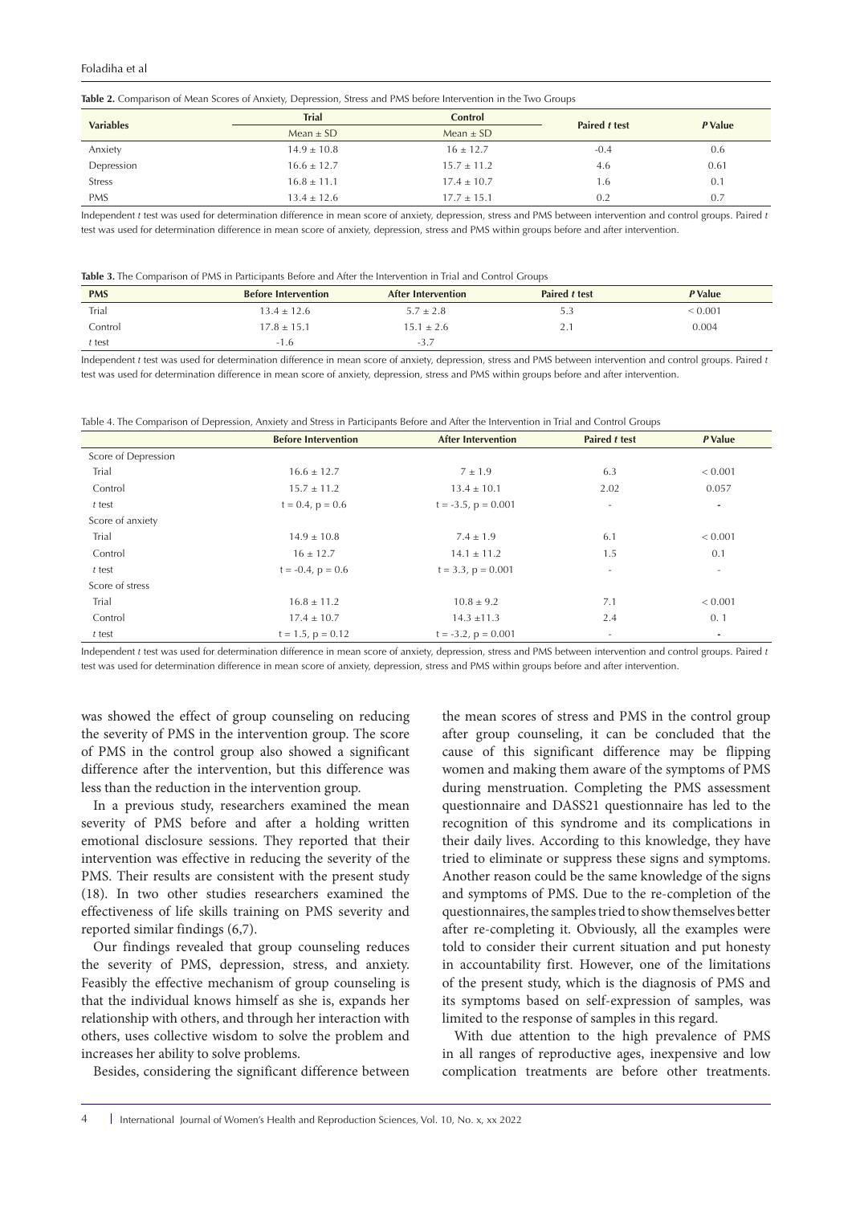**Table 2.** Comparison of Mean Scores of Anxiety, Depression, Stress and PMS before Intervention in the Two Groups

| Variables | Trial | Control | Paired *t* test | *P* Value |
|---|---|---|---|---|
| | Mean ± SD | Mean ± SD | | |
| Anxiety | 14.9 ± 10.8 | 16 ± 12.7 | -0.4 | 0.6 |
| Depression | 16.6 ± 12.7 | 15.7 ± 11.2 | 4.6 | 0.61 |
| Stress | 16.8 ± 11.1 | 17.4 ± 10.7 | 1.6 | 0.1 |
| PMS | 13.4 ± 12.6 | 17.7 ± 15.1 | 0.2 | 0.7 |

Independent *t* test was used for determination difference in mean score of anxiety, depression, stress and PMS between intervention and control groups. Paired *t* test was used for determination difference in mean score of anxiety, depression, stress and PMS within groups before and after intervention.

**Table 3.** The Comparison of PMS in Participants Before and After the Intervention in Trial and Control Groups

| PMS | Before Intervention | After Intervention | Paired *t* test | *P* Value |
|---|---|---|---|---|
| Trial | 13.4 ± 12.6 | 5.7 ± 2.8 | 5.3 | < 0.001 |
| Control | 17.8 ± 15.1 | 15.1 ± 2.6 | 2.1 | 0.004 |
| *t* test | -1.6 | -3.7 | | |

Independent *t* test was used for determination difference in mean score of anxiety, depression, stress and PMS between intervention and control groups. Paired *t* test was used for determination difference in mean score of anxiety, depression, stress and PMS within groups before and after intervention.

Table 4. The Comparison of Depression, Anxiety and Stress in Participants Before and After the Intervention in Trial and Control Groups

| | Before Intervention | After Intervention | Paired *t* test | *P* Value |
|---|---|---|---|---|
| Score of Depression | | | | |
| Trial | 16.6 ± 12.7 | 7 ± 1.9 | 6.3 | < 0.001 |
| Control | 15.7 ± 11.2 | 13.4 ± 10.1 | 2.02 | 0.057 |
| *t* test | t = 0.4, p = 0.6 | t = -3.5, p = 0.001 | - | - |
| Score of anxiety | | | | |
| Trial | 14.9 ± 10.8 | 7.4 ± 1.9 | 6.1 | < 0.001 |
| Control | 16 ± 12.7 | 14.1 ± 11.2 | 1.5 | 0.1 |
| *t* test | t = -0.4, p = 0.6 | t = 3.3, p = 0.001 | - | - |
| Score of stress | | | | |
| Trial | 16.8 ± 11.2 | 10.8 ± 9.2 | 7.1 | < 0.001 |
| Control | 17.4 ± 10.7 | 14.3 ±11.3 | 2.4 | 0. 1 |
| *t* test | t = 1.5, p = 0.12 | t = -3.2, p = 0.001 | - | - |

Independent *t* test was used for determination difference in mean score of anxiety, depression, stress and PMS between intervention and control groups. Paired *t* test was used for determination difference in mean score of anxiety, depression, stress and PMS within groups before and after intervention.

was showed the effect of group counseling on reducing the severity of PMS in the intervention group. The score of PMS in the control group also showed a significant difference after the intervention, but this difference was less than the reduction in the intervention group.

In a previous study, researchers examined the mean severity of PMS before and after a holding written emotional disclosure sessions. They reported that their intervention was effective in reducing the severity of the PMS. Their results are consistent with the present study (18). In two other studies researchers examined the effectiveness of life skills training on PMS severity and reported similar findings (6,7).

Our findings revealed that group counseling reduces the severity of PMS, depression, stress, and anxiety. Feasibly the effective mechanism of group counseling is that the individual knows himself as she is, expands her relationship with others, and through her interaction with others, uses collective wisdom to solve the problem and increases her ability to solve problems.

Besides, considering the significant difference between the mean scores of stress and PMS in the control group after group counseling, it can be concluded that the cause of this significant difference may be flipping women and making them aware of the symptoms of PMS during menstruation. Completing the PMS assessment questionnaire and DASS21 questionnaire has led to the recognition of this syndrome and its complications in their daily lives. According to this knowledge, they have tried to eliminate or suppress these signs and symptoms. Another reason could be the same knowledge of the signs and symptoms of PMS. Due to the re-completion of the questionnaires, the samples tried to show themselves better after re-completing it. Obviously, all the examples were told to consider their current situation and put honesty in accountability first. However, one of the limitations of the present study, which is the diagnosis of PMS and its symptoms based on self-expression of samples, was limited to the response of samples in this regard.

With due attention to the high prevalence of PMS in all ranges of reproductive ages, inexpensive and low complication treatments are before other treatments.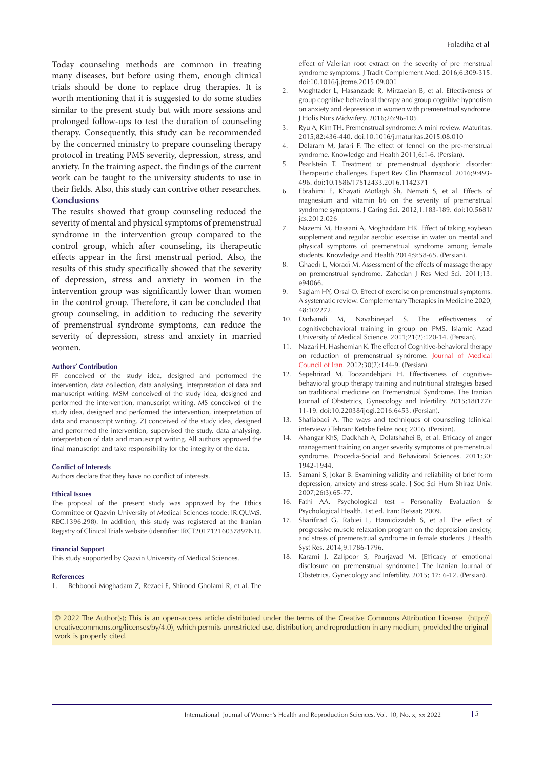Today counseling methods are common in treating many diseases, but before using them, enough clinical trials should be done to replace drug therapies. It is worth mentioning that it is suggested to do some studies similar to the present study but with more sessions and prolonged follow-ups to test the duration of counseling therapy. Consequently, this study can be recommended by the concerned ministry to prepare counseling therapy protocol in treating PMS severity, depression, stress, and anxiety. In the training aspect, the findings of the current work can be taught to the university students to use in their fields. Also, this study can contrive other researches.

## Conclusions

The results showed that group counseling reduced the severity of mental and physical symptoms of premenstrual syndrome in the intervention group compared to the control group, which after counseling, its therapeutic effects appear in the first menstrual period. Also, the results of this study specifically showed that the severity of depression, stress and anxiety in women in the intervention group was significantly lower than women in the control group. Therefore, it can be concluded that group counseling, in addition to reducing the severity of premenstrual syndrome symptoms, can reduce the severity of depression, stress and anxiety in married women.

### Authors' Contribution

FF conceived of the study idea, designed and performed the intervention, data collection, data analysing, interpretation of data and manuscript writing. MSM conceived of the study idea, designed and performed the intervention, manuscript writing. MS conceived of the study idea, designed and performed the intervention, interpretation of data and manuscript writing. ZJ conceived of the study idea, designed and performed the intervention, supervised the study, data analysing, interpretation of data and manuscript writing. All authors approved the final manuscript and take responsibility for the integrity of the data.

### Conflict of Interests

Authors declare that they have no conflict of interests.

### Ethical Issues

The proposal of the present study was approved by the Ethics Committee of Qazvin University of Medical Sciences (code: IR.QUMS.REC.1396.298). In addition, this study was registered at the Iranian Registry of Clinical Trials website (identifier: IRCT20171216037897N1).

### Financial Support

This study supported by Qazvin University of Medical Sciences.

### References

1. Behboodi Moghadam Z, Rezaei E, Shirood Gholami R, et al. The effect of Valerian root extract on the severity of pre menstrual syndrome symptoms. J Tradit Complement Med. 2016;6:309-315. doi:10.1016/j.jtcme.2015.09.001
2. Moghtader L, Hasanzade R, Mirzaeian B, et al. Effectiveness of group cognitive behavioral therapy and group cognitive hypnotism on anxiety and depression in women with premenstrual syndrome. J Holis Nurs Midwifery. 2016;26:96-105.
3. Ryu A, Kim TH. Premenstrual syndrome: A mini review. Maturitas. 2015;82:436-440. doi:10.1016/j.maturitas.2015.08.010
4. Delaram M, Jafari F. The effect of fennel on the pre-menstrual syndrome. Knowledge and Health 2011;6:1-6. (Persian).
5. Pearlstein T. Treatment of premenstrual dysphoric disorder: Therapeutic challenges. Expert Rev Clin Pharmacol. 2016;9:493-496. doi:10.1586/17512433.2016.1142371
6. Ebrahimi E, Khayati Motlagh Sh, Nemati S, et al. Effects of magnesium and vitamin b6 on the severity of premenstrual syndrome symptoms. J Caring Sci. 2012;1:183-189. doi:10.5681/jcs.2012.026
7. Nazemi M, Hassani A, Moghaddam HK. Effect of taking soybean supplement and regular aerobic exercise in water on mental and physical symptoms of premenstrual syndrome among female students. Knowledge and Health 2014;9:58-65. (Persian).
8. Ghaedi L, Moradi M. Assessment of the effects of massage therapy on premenstrual syndrome. Zahedan J Res Med Sci. 2011;13: e94066.
9. Saglam HY, Orsal O. Effect of exercise on premenstrual symptoms: A systematic review. Complementary Therapies in Medicine 2020; 48:102272.
10. Dadvandi M, Navabinejad S. The effectiveness of cognitivebehavioral training in group on PMS. Islamic Azad University of Medical Science. 2011;21(2):120-14. (Persian).
11. Nazari H, Hashemian K. The effect of Cognitive-behavioral therapy on reduction of premenstrual syndrome. Journal of Medical Council of Iran. 2012;30(2):144-9. (Persian).
12. Sepehrirad M, Toozandehjani H. Effectiveness of cognitive-behavioral group therapy training and nutritional strategies based on traditional medicine on Premenstrual Syndrome. The Iranian Journal of Obstetrics, Gynecology and Infertility. 2015;18(177): 11-19. doi:10.22038/ijogi.2016.6453. (Persian).
13. Shafiabadi A. The ways and techniques of counseling (clinical interview ) Tehran: Ketabe Fekre nou; 2016. (Persian).
14. Ahangar KhS, Dadkhah A, Dolatshahei B, et al. Efficacy of anger management training on anger severity symptoms of premenstrual syndrome. Procedia-Social and Behavioral Sciences. 2011;30: 1942-1944.
15. Samani S, Jokar B. Examining validity and reliability of brief form depression, anxiety and stress scale. J Soc Sci Hum Shiraz Univ. 2007;26(3):65-77.
16. Fathi AA. Psychological test - Personality Evaluation & Psychological Health. 1st ed. Iran: Be'ssat; 2009.
17. Sharifirad G, Rabiei L, Hamidizadeh S, et al. The effect of progressive muscle relaxation program on the depression anxiety, and stress of premenstrual syndrome in female students. J Health Syst Res. 2014;9:1786-1796.
18. Karami J, Zalipoor S, Pourjavad M. [Efficacy of emotional disclosure on premenstrual syndrome.] The Iranian Journal of Obstetrics, Gynecology and Infertility. 2015; 17: 6-12. (Persian).

© 2022 The Author(s); This is an open-access article distributed under the terms of the Creative Commons Attribution License (http://creativecommons.org/licenses/by/4.0), which permits unrestricted use, distribution, and reproduction in any medium, provided the original work is properly cited.